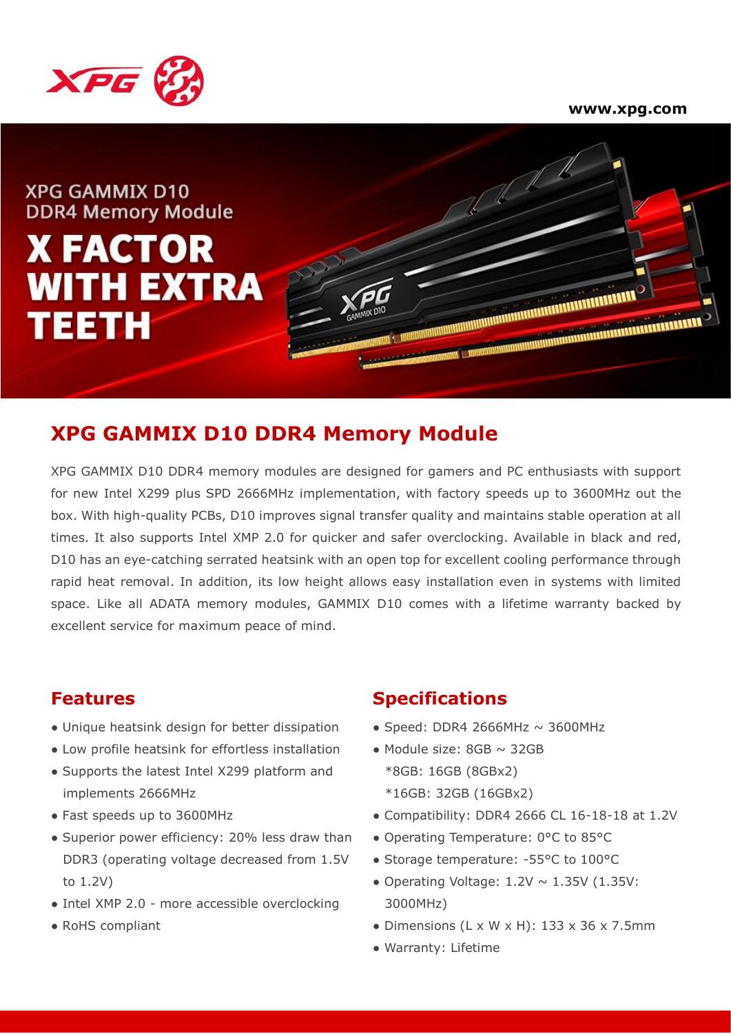XPG

www.xpg.com

XPG GAMMIX D10
DDR4 Memory Module

# X FACTOR WITH EXTRA TEETH

## XPG GAMMIX D10 DDR4 Memory Module

XPG GAMMIX D10 DDR4 memory modules are designed for gamers and PC enthusiasts with support for new Intel X299 plus SPD 2666MHz implementation, with factory speeds up to 3600MHz out the box. With high-quality PCBs, D10 improves signal transfer quality and maintains stable operation at all times. It also supports Intel XMP 2.0 for quicker and safer overclocking. Available in black and red, D10 has an eye-catching serrated heatsink with an open top for excellent cooling performance through rapid heat removal. In addition, its low height allows easy installation even in systems with limited space. Like all ADATA memory modules, GAMMIX D10 comes with a lifetime warranty backed by excellent service for maximum peace of mind.

## Features

- Unique heatsink design for better dissipation
- Low profile heatsink for effortless installation
- Supports the latest Intel X299 platform and implements 2666MHz
- Fast speeds up to 3600MHz
- Superior power efficiency: 20% less draw than DDR3 (operating voltage decreased from 1.5V to 1.2V)
- Intel XMP 2.0 - more accessible overclocking
- RoHS compliant

## Specifications

- Speed: DDR4 2666MHz ~ 3600MHz
- Module size: 8GB ~ 32GB
  *8GB: 16GB (8GBx2)
  *16GB: 32GB (16GBx2)
- Compatibility: DDR4 2666 CL 16-18-18 at 1.2V
- Operating Temperature: 0°C to 85°C
- Storage temperature: -55°C to 100°C
- Operating Voltage: 1.2V ~ 1.35V (1.35V: 3000MHz)
- Dimensions (L x W x H): 133 x 36 x 7.5mm
- Warranty: Lifetime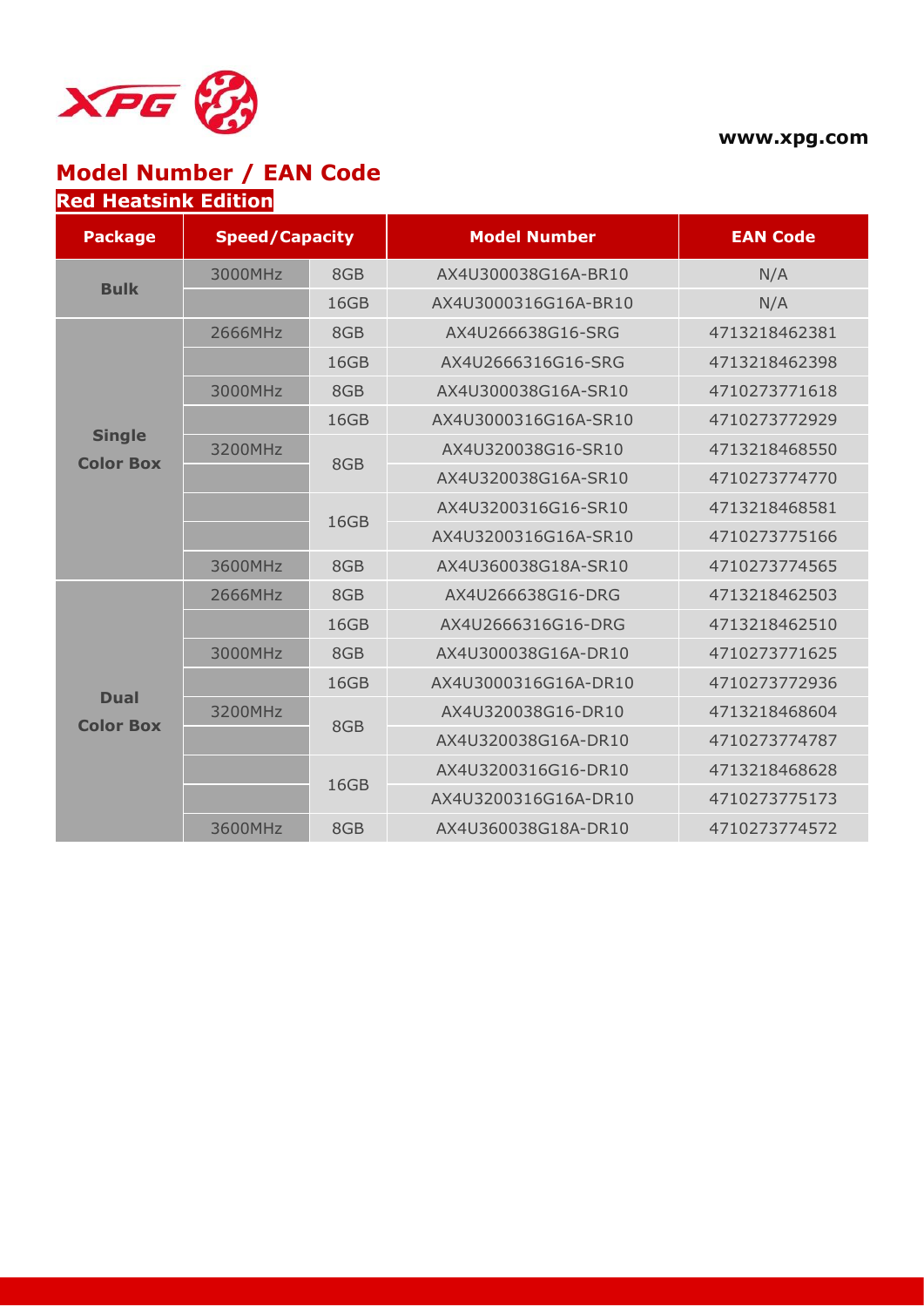www.xpg.com

# Model Number / EAN Code

## Red Heatsink Edition

| Package | Speed/Capacity | | Model Number | EAN Code |
|---|---|---|---|---|
| Bulk | 3000MHz | 8GB | AX4U300038G16A-BR10 | N/A |
| | | 16GB | AX4U3000316G16A-BR10 | N/A |
| Single Color Box | 2666MHz | 8GB | AX4U266638G16-SRG | 4713218462381 |
| | | 16GB | AX4U2666316G16-SRG | 4713218462398 |
| | 3000MHz | 8GB | AX4U300038G16A-SR10 | 4710273771618 |
| | | 16GB | AX4U3000316G16A-SR10 | 4710273772929 |
| | 3200MHz | 8GB | AX4U320038G16-SR10 | 4713218468550 |
| | | | AX4U320038G16A-SR10 | 4710273774770 |
| | | 16GB | AX4U3200316G16-SR10 | 4713218468581 |
| | | | AX4U3200316G16A-SR10 | 4710273775166 |
| | 3600MHz | 8GB | AX4U360038G18A-SR10 | 4710273774565 |
| Dual Color Box | 2666MHz | 8GB | AX4U266638G16-DRG | 4713218462503 |
| | | 16GB | AX4U2666316G16-DRG | 4713218462510 |
| | 3000MHz | 8GB | AX4U300038G16A-DR10 | 4710273771625 |
| | | 16GB | AX4U3000316G16A-DR10 | 4710273772936 |
| | 3200MHz | 8GB | AX4U320038G16-DR10 | 4713218468604 |
| | | | AX4U320038G16A-DR10 | 4710273774787 |
| | | 16GB | AX4U3200316G16-DR10 | 4713218468628 |
| | | | AX4U3200316G16A-DR10 | 4710273775173 |
| | 3600MHz | 8GB | AX4U360038G18A-DR10 | 4710273774572 |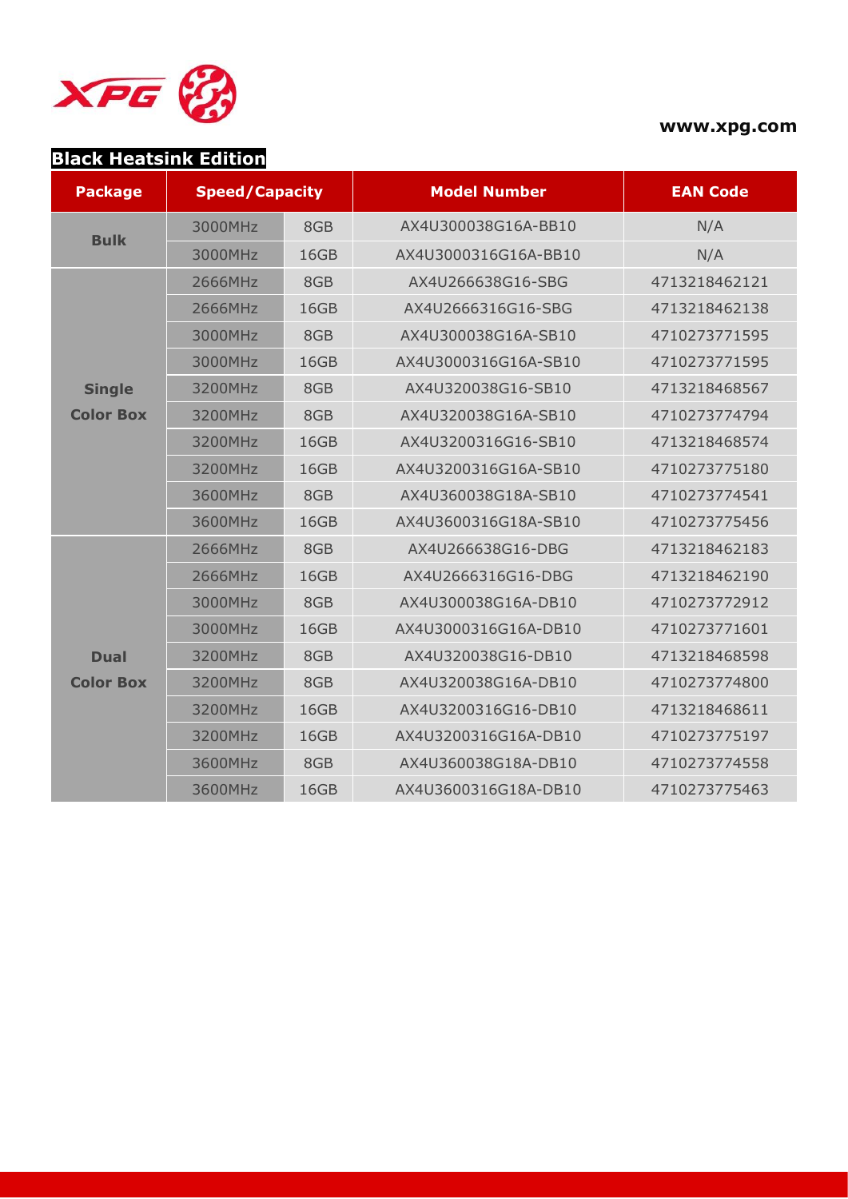www.xpg.com

## Black Heatsink Edition

| Package | Speed/Capacity | | Model Number | EAN Code |
|---|---|---|---|---|
| Bulk | 3000MHz | 8GB | AX4U300038G16A-BB10 | N/A |
| | 3000MHz | 16GB | AX4U3000316G16A-BB10 | N/A |
| Single Color Box | 2666MHz | 8GB | AX4U266638G16-SBG | 4713218462121 |
| | 2666MHz | 16GB | AX4U2666316G16-SBG | 4713218462138 |
| | 3000MHz | 8GB | AX4U300038G16A-SB10 | 4710273771595 |
| | 3000MHz | 16GB | AX4U3000316G16A-SB10 | 4710273771595 |
| | 3200MHz | 8GB | AX4U320038G16-SB10 | 4713218468567 |
| | 3200MHz | 8GB | AX4U320038G16A-SB10 | 4710273774794 |
| | 3200MHz | 16GB | AX4U3200316G16-SB10 | 4713218468574 |
| | 3200MHz | 16GB | AX4U3200316G16A-SB10 | 4710273775180 |
| | 3600MHz | 8GB | AX4U360038G18A-SB10 | 4710273774541 |
| | 3600MHz | 16GB | AX4U3600316G18A-SB10 | 4710273775456 |
| Dual Color Box | 2666MHz | 8GB | AX4U266638G16-DBG | 4713218462183 |
| | 2666MHz | 16GB | AX4U2666316G16-DBG | 4713218462190 |
| | 3000MHz | 8GB | AX4U300038G16A-DB10 | 4710273772912 |
| | 3000MHz | 16GB | AX4U3000316G16A-DB10 | 4710273771601 |
| | 3200MHz | 8GB | AX4U320038G16-DB10 | 4713218468598 |
| | 3200MHz | 8GB | AX4U320038G16A-DB10 | 4710273774800 |
| | 3200MHz | 16GB | AX4U3200316G16-DB10 | 4713218468611 |
| | 3200MHz | 16GB | AX4U3200316G16A-DB10 | 4710273775197 |
| | 3600MHz | 8GB | AX4U360038G18A-DB10 | 4710273774558 |
| | 3600MHz | 16GB | AX4U3600316G18A-DB10 | 4710273775463 |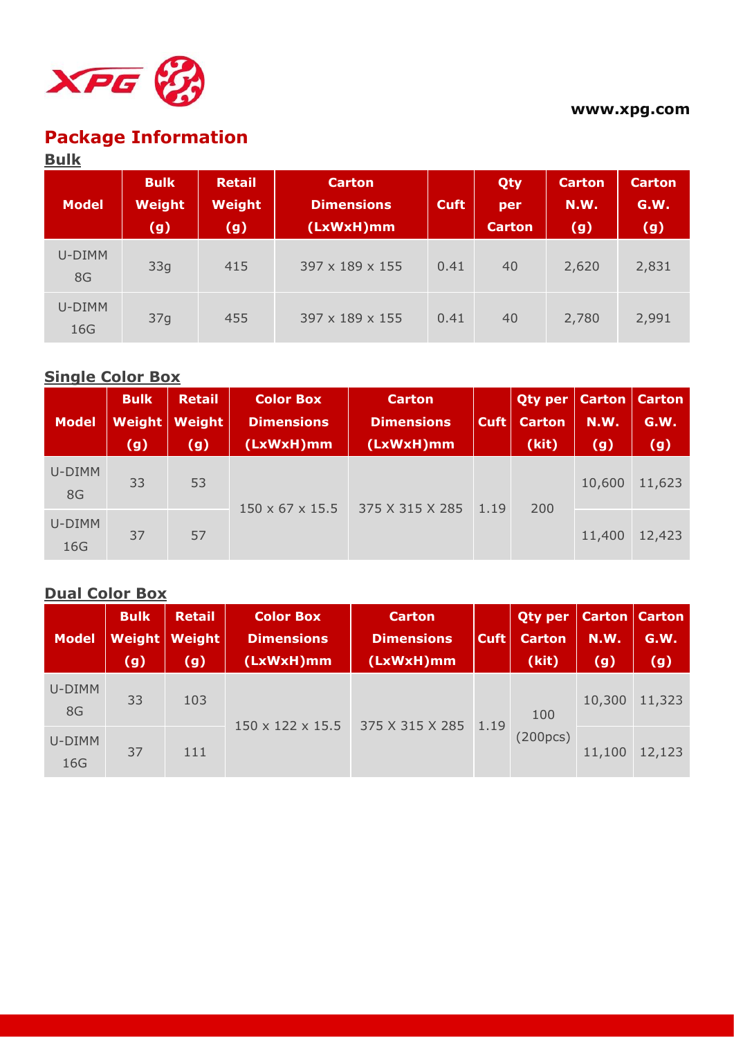www.xpg.com

# Package Information

## Bulk

| Model | Bulk Weight (g) | Retail Weight (g) | Carton Dimensions (LxWxH)mm | Cuft | Qty per Carton | Carton N.W. (g) | Carton G.W. (g) |
|---|---|---|---|---|---|---|---|
| U-DIMM 8G | 33g | 415 | 397 x 189 x 155 | 0.41 | 40 | 2,620 | 2,831 |
| U-DIMM 16G | 37g | 455 | 397 x 189 x 155 | 0.41 | 40 | 2,780 | 2,991 |

## Single Color Box

| Model | Bulk Weight (g) | Retail Weight (g) | Color Box Dimensions (LxWxH)mm | Carton Dimensions (LxWxH)mm | Cuft | Qty per Carton (kit) | Carton N.W. (g) | Carton G.W. (g) |
|---|---|---|---|---|---|---|---|---|
| U-DIMM 8G | 33 | 53 | 150 x 67 x 15.5 | 375 X 315 X 285 | 1.19 | 200 | 10,600 | 11,623 |
| U-DIMM 16G | 37 | 57 | | | | | 11,400 | 12,423 |

## Dual Color Box

| Model | Bulk Weight (g) | Retail Weight (g) | Color Box Dimensions (LxWxH)mm | Carton Dimensions (LxWxH)mm | Cuft | Qty per Carton (kit) | Carton N.W. (g) | Carton G.W. (g) |
|---|---|---|---|---|---|---|---|---|
| U-DIMM 8G | 33 | 103 | 150 x 122 x 15.5 | 375 X 315 X 285 | 1.19 | 100 (200pcs) | 10,300 | 11,323 |
| U-DIMM 16G | 37 | 111 | | | | | 11,100 | 12,123 |